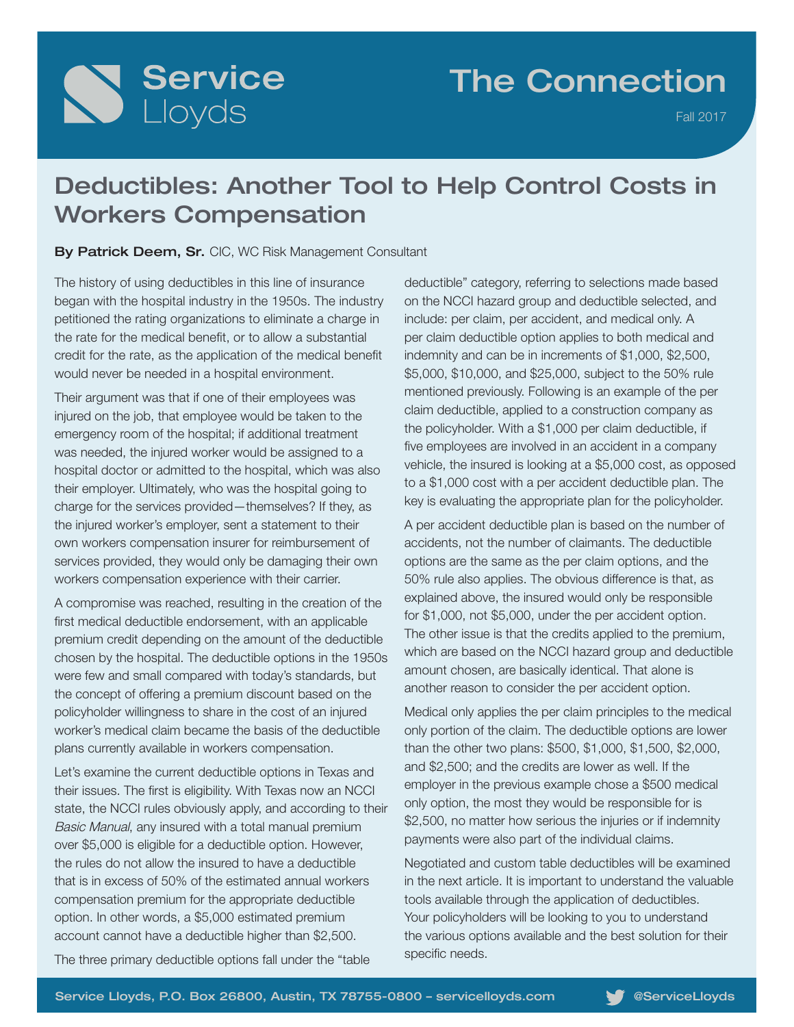# The Connection

Fall 2017

## Deductibles: Another Tool to Help Control Costs in Workers Compensation

**By Patrick Deem, Sr.** CIC, WC Risk Management Consultant

The history of using deductibles in this line of insurance began with the hospital industry in the 1950s. The industry petitioned the rating organizations to eliminate a charge in the rate for the medical benefit, or to allow a substantial credit for the rate, as the application of the medical benefit would never be needed in a hospital environment.

Their argument was that if one of their employees was injured on the job, that employee would be taken to the emergency room of the hospital; if additional treatment was needed, the injured worker would be assigned to a hospital doctor or admitted to the hospital, which was also their employer. Ultimately, who was the hospital going to charge for the services provided—themselves? If they, as the injured worker's employer, sent a statement to their own workers compensation insurer for reimbursement of services provided, they would only be damaging their own workers compensation experience with their carrier.

A compromise was reached, resulting in the creation of the first medical deductible endorsement, with an applicable premium credit depending on the amount of the deductible chosen by the hospital. The deductible options in the 1950s were few and small compared with today's standards, but the concept of offering a premium discount based on the policyholder willingness to share in the cost of an injured worker's medical claim became the basis of the deductible plans currently available in workers compensation.

Let's examine the current deductible options in Texas and their issues. The first is eligibility. With Texas now an NCCI state, the NCCI rules obviously apply, and according to their *Basic Manual*, any insured with a total manual premium over $5,000 is eligible for a deductible option. However, the rules do not allow the insured to have a deductible that is in excess of 50% of the estimated annual workers compensation premium for the appropriate deductible option. In other words, a $5,000 estimated premium account cannot have a deductible higher than $2,500.

The three primary deductible options fall under the "table deductible" category, referring to selections made based on the NCCI hazard group and deductible selected, and include: per claim, per accident, and medical only. A per claim deductible option applies to both medical and indemnity and can be in increments of $1,000, $2,500, $5,000, $10,000, and $25,000, subject to the 50% rule mentioned previously. Following is an example of the per claim deductible, applied to a construction company as the policyholder. With a $1,000 per claim deductible, if five employees are involved in an accident in a company vehicle, the insured is looking at a $5,000 cost, as opposed to a $1,000 cost with a per accident deductible plan. The key is evaluating the appropriate plan for the policyholder.

A per accident deductible plan is based on the number of accidents, not the number of claimants. The deductible options are the same as the per claim options, and the 50% rule also applies. The obvious difference is that, as explained above, the insured would only be responsible for $1,000, not $5,000, under the per accident option. The other issue is that the credits applied to the premium, which are based on the NCCI hazard group and deductible amount chosen, are basically identical. That alone is another reason to consider the per accident option.

Medical only applies the per claim principles to the medical only portion of the claim. The deductible options are lower than the other two plans: $500, $1,000, $1,500, $2,000, and $2,500; and the credits are lower as well. If the employer in the previous example chose a $500 medical only option, the most they would be responsible for is $2,500, no matter how serious the injuries or if indemnity payments were also part of the individual claims.

Negotiated and custom table deductibles will be examined in the next article. It is important to understand the valuable tools available through the application of deductibles. Your policyholders will be looking to you to understand the various options available and the best solution for their specific needs.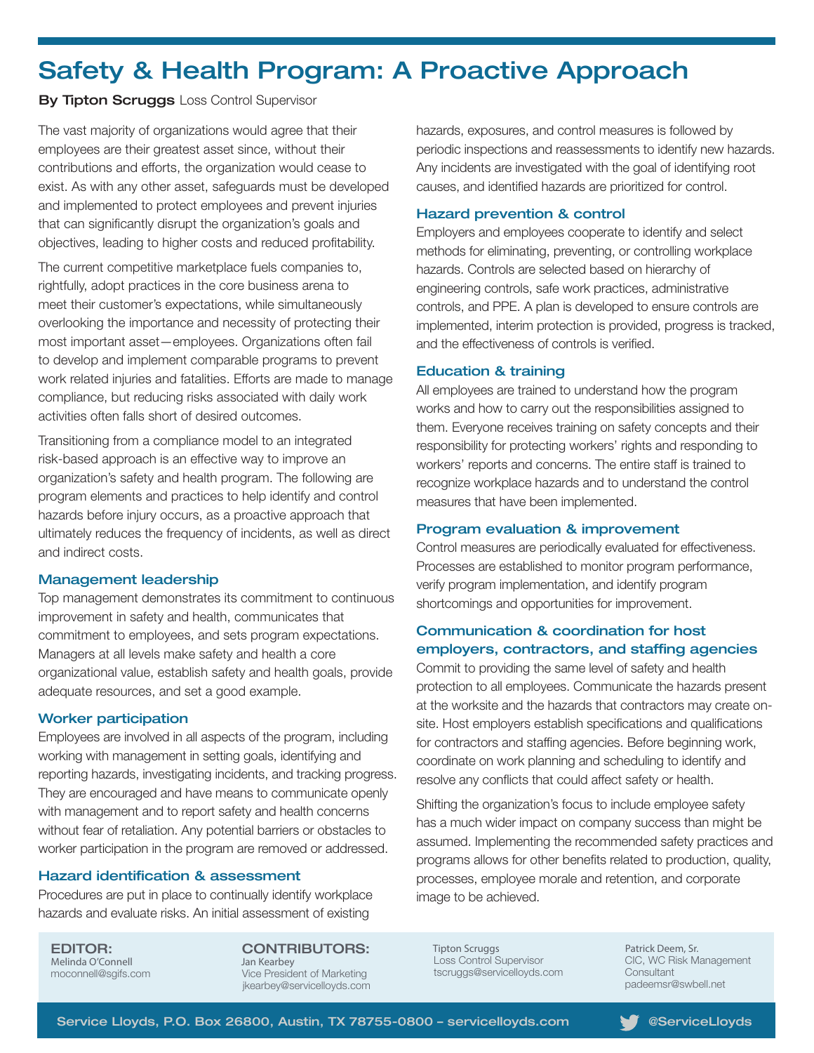# Safety & Health Program: A Proactive Approach

**By Tipton Scruggs** Loss Control Supervisor

The vast majority of organizations would agree that their employees are their greatest asset since, without their contributions and efforts, the organization would cease to exist. As with any other asset, safeguards must be developed and implemented to protect employees and prevent injuries that can significantly disrupt the organization's goals and objectives, leading to higher costs and reduced profitability.

The current competitive marketplace fuels companies to, rightfully, adopt practices in the core business arena to meet their customer's expectations, while simultaneously overlooking the importance and necessity of protecting their most important asset—employees. Organizations often fail to develop and implement comparable programs to prevent work related injuries and fatalities. Efforts are made to manage compliance, but reducing risks associated with daily work activities often falls short of desired outcomes.

Transitioning from a compliance model to an integrated risk-based approach is an effective way to improve an organization's safety and health program. The following are program elements and practices to help identify and control hazards before injury occurs, as a proactive approach that ultimately reduces the frequency of incidents, as well as direct and indirect costs.

### Management leadership

Top management demonstrates its commitment to continuous improvement in safety and health, communicates that commitment to employees, and sets program expectations. Managers at all levels make safety and health a core organizational value, establish safety and health goals, provide adequate resources, and set a good example.

### Worker participation

Employees are involved in all aspects of the program, including working with management in setting goals, identifying and reporting hazards, investigating incidents, and tracking progress. They are encouraged and have means to communicate openly with management and to report safety and health concerns without fear of retaliation. Any potential barriers or obstacles to worker participation in the program are removed or addressed.

### Hazard identification & assessment

Procedures are put in place to continually identify workplace hazards and evaluate risks. An initial assessment of existing hazards, exposures, and control measures is followed by periodic inspections and reassessments to identify new hazards. Any incidents are investigated with the goal of identifying root causes, and identified hazards are prioritized for control.

### Hazard prevention & control

Employers and employees cooperate to identify and select methods for eliminating, preventing, or controlling workplace hazards. Controls are selected based on hierarchy of engineering controls, safe work practices, administrative controls, and PPE. A plan is developed to ensure controls are implemented, interim protection is provided, progress is tracked, and the effectiveness of controls is verified.

### Education & training

All employees are trained to understand how the program works and how to carry out the responsibilities assigned to them. Everyone receives training on safety concepts and their responsibility for protecting workers' rights and responding to workers' reports and concerns. The entire staff is trained to recognize workplace hazards and to understand the control measures that have been implemented.

### Program evaluation & improvement

Control measures are periodically evaluated for effectiveness. Processes are established to monitor program performance, verify program implementation, and identify program shortcomings and opportunities for improvement.

### Communication & coordination for host employers, contractors, and staffing agencies

Commit to providing the same level of safety and health protection to all employees. Communicate the hazards present at the worksite and the hazards that contractors may create on-site. Host employers establish specifications and qualifications for contractors and staffing agencies. Before beginning work, coordinate on work planning and scheduling to identify and resolve any conflicts that could affect safety or health.

Shifting the organization's focus to include employee safety has a much wider impact on company success than might be assumed. Implementing the recommended safety practices and programs allows for other benefits related to production, quality, processes, employee morale and retention, and corporate image to be achieved.

---

**EDITOR:**
Melinda O'Connell
moconnell@sgifs.com

**CONTRIBUTORS:**
Jan Kearbey
Vice President of Marketing
jkearbey@servicelloyds.com

Tipton Scruggs
Loss Control Supervisor
tscruggs@servicelloyds.com

Patrick Deem, Sr.
CIC, WC Risk Management Consultant
padeemsr@swbell.net

Service Lloyds, P.O. Box 26800, Austin, TX 78755-0800 – servicelloyds.com

@ServiceLloyds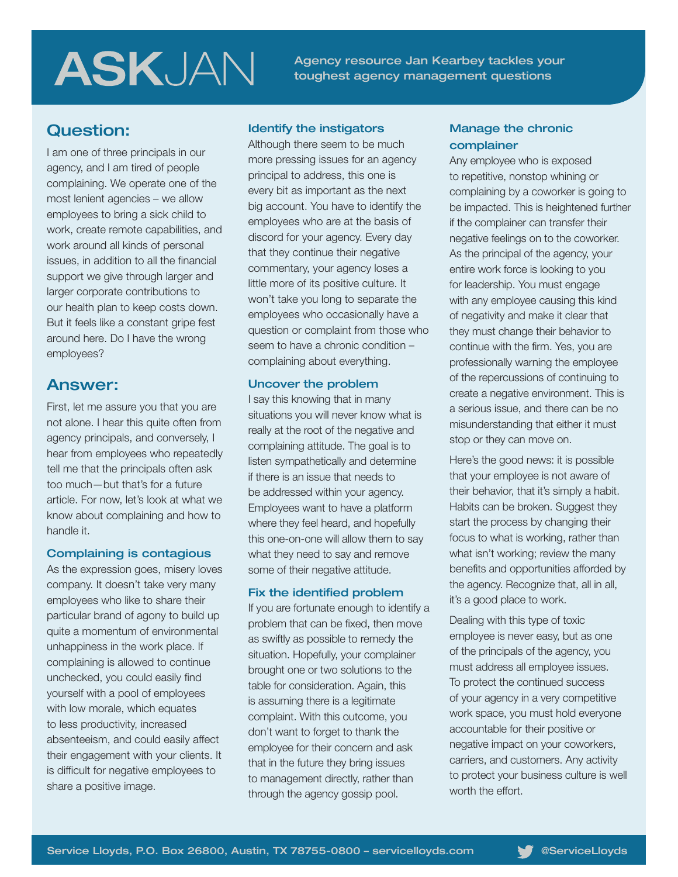# ASKJAN

Agency resource Jan Kearbey tackles your toughest agency management questions

## Question:

I am one of three principals in our agency, and I am tired of people complaining. We operate one of the most lenient agencies – we allow employees to bring a sick child to work, create remote capabilities, and work around all kinds of personal issues, in addition to all the financial support we give through larger and larger corporate contributions to our health plan to keep costs down. But it feels like a constant gripe fest around here. Do I have the wrong employees?

## Answer:

First, let me assure you that you are not alone. I hear this quite often from agency principals, and conversely, I hear from employees who repeatedly tell me that the principals often ask too much—but that's for a future article. For now, let's look at what we know about complaining and how to handle it.

### Complaining is contagious

As the expression goes, misery loves company. It doesn't take very many employees who like to share their particular brand of agony to build up quite a momentum of environmental unhappiness in the work place. If complaining is allowed to continue unchecked, you could easily find yourself with a pool of employees with low morale, which equates to less productivity, increased absenteeism, and could easily affect their engagement with your clients. It is difficult for negative employees to share a positive image.

### Identify the instigators

Although there seem to be much more pressing issues for an agency principal to address, this one is every bit as important as the next big account. You have to identify the employees who are at the basis of discord for your agency. Every day that they continue their negative commentary, your agency loses a little more of its positive culture. It won't take you long to separate the employees who occasionally have a question or complaint from those who seem to have a chronic condition – complaining about everything.

### Uncover the problem

I say this knowing that in many situations you will never know what is really at the root of the negative and complaining attitude. The goal is to listen sympathetically and determine if there is an issue that needs to be addressed within your agency. Employees want to have a platform where they feel heard, and hopefully this one-on-one will allow them to say what they need to say and remove some of their negative attitude.

### Fix the identified problem

If you are fortunate enough to identify a problem that can be fixed, then move as swiftly as possible to remedy the situation. Hopefully, your complainer brought one or two solutions to the table for consideration. Again, this is assuming there is a legitimate complaint. With this outcome, you don't want to forget to thank the employee for their concern and ask that in the future they bring issues to management directly, rather than through the agency gossip pool.

### Manage the chronic complainer

Any employee who is exposed to repetitive, nonstop whining or complaining by a coworker is going to be impacted. This is heightened further if the complainer can transfer their negative feelings on to the coworker. As the principal of the agency, your entire work force is looking to you for leadership. You must engage with any employee causing this kind of negativity and make it clear that they must change their behavior to continue with the firm. Yes, you are professionally warning the employee of the repercussions of continuing to create a negative environment. This is a serious issue, and there can be no misunderstanding that either it must stop or they can move on.

Here's the good news: it is possible that your employee is not aware of their behavior, that it's simply a habit. Habits can be broken. Suggest they start the process by changing their focus to what is working, rather than what isn't working; review the many benefits and opportunities afforded by the agency. Recognize that, all in all, it's a good place to work.

Dealing with this type of toxic employee is never easy, but as one of the principals of the agency, you must address all employee issues. To protect the continued success of your agency in a very competitive work space, you must hold everyone accountable for their positive or negative impact on your coworkers, carriers, and customers. Any activity to protect your business culture is well worth the effort.

Service Lloyds, P.O. Box 26800, Austin, TX 78755-0800 – servicelloyds.com @ServiceLloyds